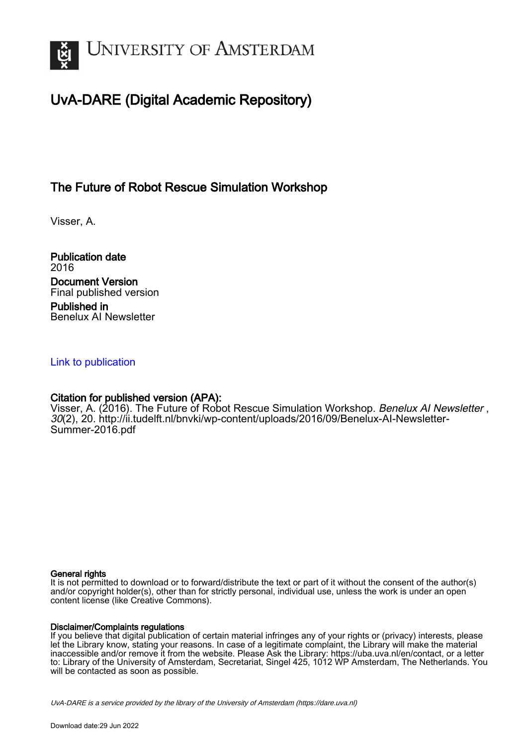# UvA-DARE (Digital Academic Repository)

## The Future of Robot Rescue Simulation Workshop

Visser, A.

**Publication date**
2016

**Document Version**
Final published version

**Published in**
Benelux AI Newsletter

Link to publication

**Citation for published version (APA):**
Visser, A. (2016). The Future of Robot Rescue Simulation Workshop. *Benelux AI Newsletter* , *30*(2), 20. http://ii.tudelft.nl/bnvki/wp-content/uploads/2016/09/Benelux-AI-Newsletter-Summer-2016.pdf

**General rights**
It is not permitted to download or to forward/distribute the text or part of it without the consent of the author(s) and/or copyright holder(s), other than for strictly personal, individual use, unless the work is under an open content license (like Creative Commons).

**Disclaimer/Complaints regulations**
If you believe that digital publication of certain material infringes any of your rights or (privacy) interests, please let the Library know, stating your reasons. In case of a legitimate complaint, the Library will make the material inaccessible and/or remove it from the website. Please Ask the Library: https://uba.uva.nl/en/contact, or a letter to: Library of the University of Amsterdam, Secretariat, Singel 425, 1012 WP Amsterdam, The Netherlands. You will be contacted as soon as possible.

*UvA-DARE is a service provided by the library of the University of Amsterdam (https://dare.uva.nl)*

Download date:29 Jun 2022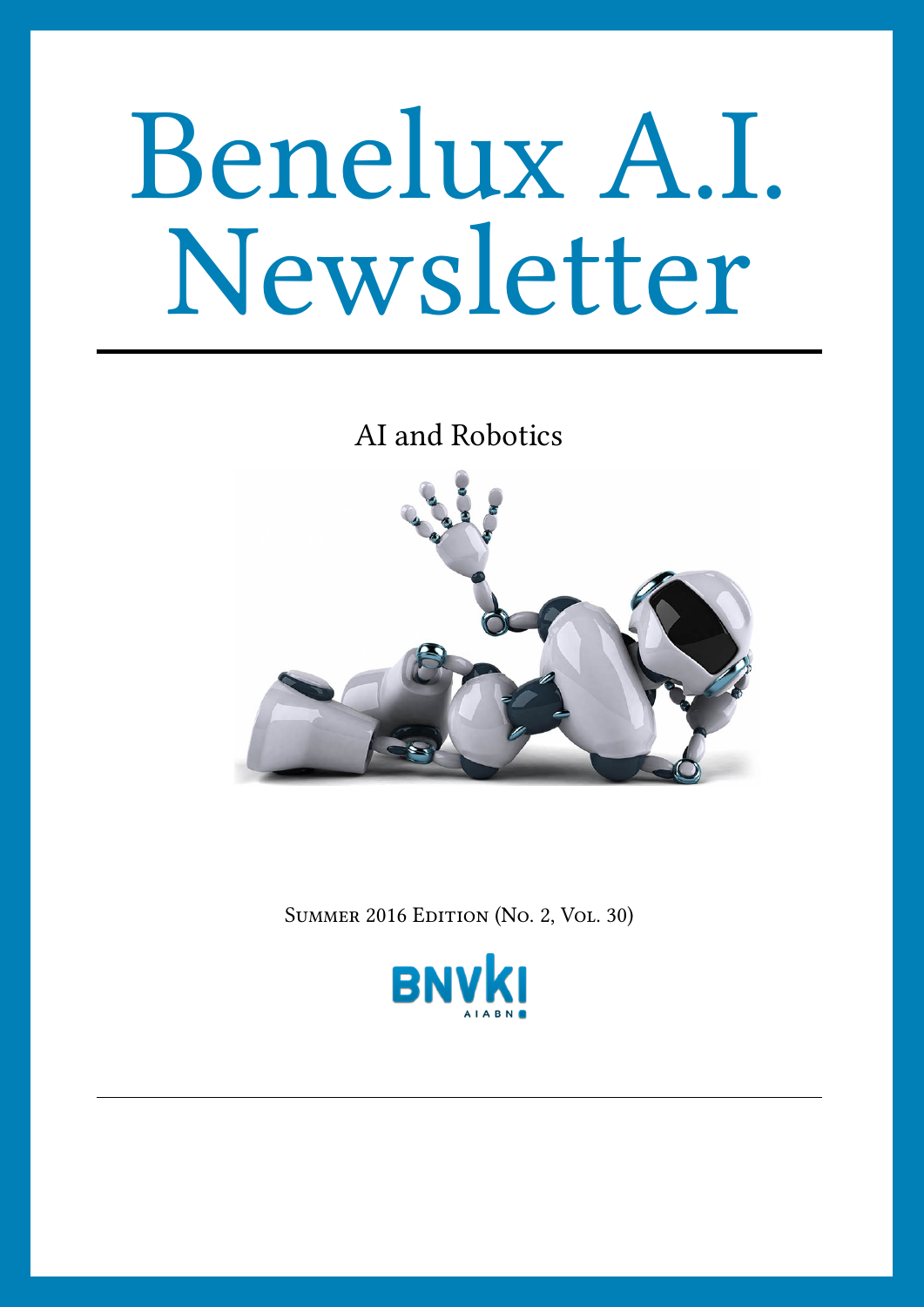# Benelux A.I. Newsletter

AI and Robotics

Summer 2016 Edition (No. 2, Vol. 30)

BNVKI

AIABN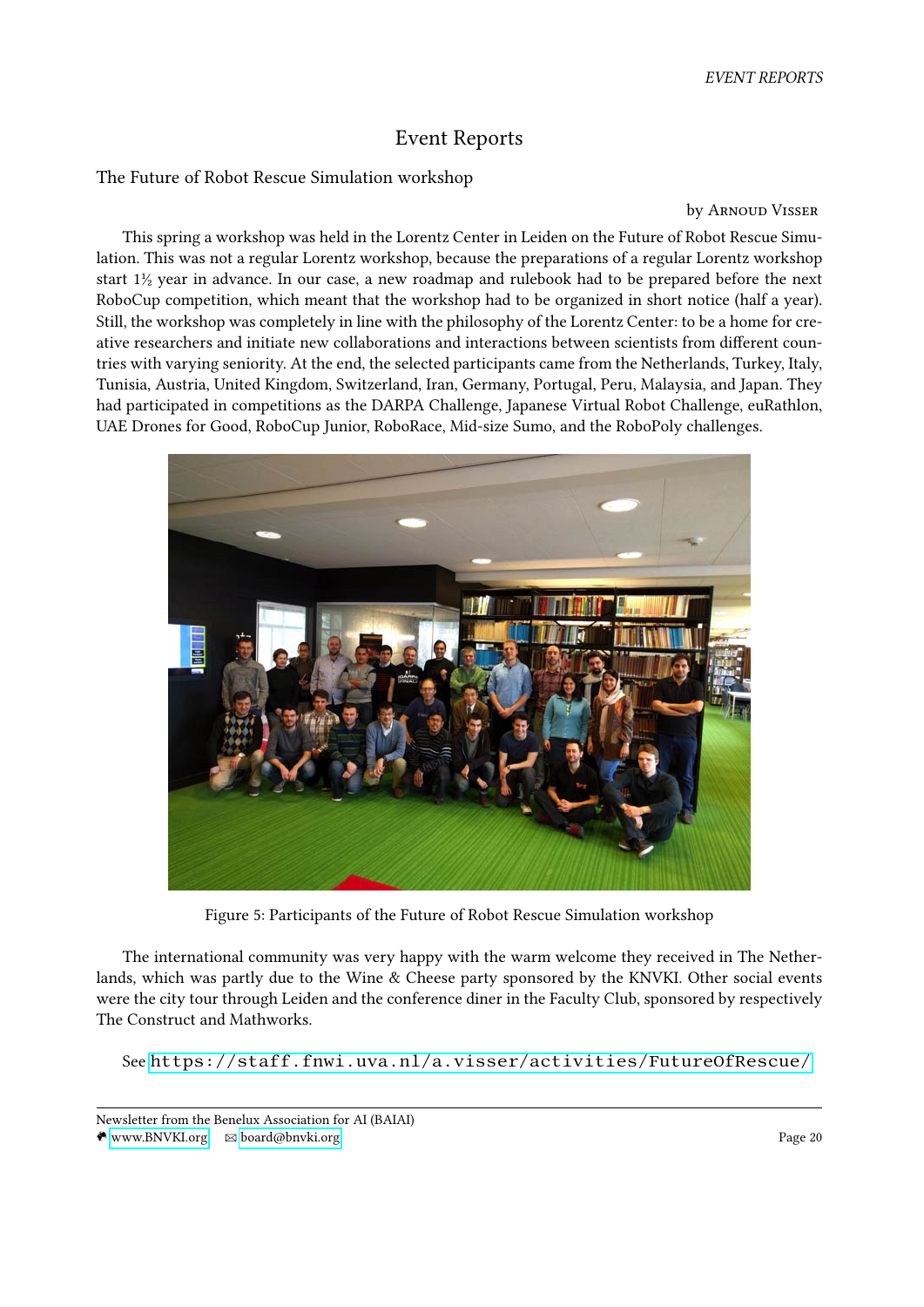# Event Reports

## The Future of Robot Rescue Simulation workshop

by Arnoud Visser

This spring a workshop was held in the Lorentz Center in Leiden on the Future of Robot Rescue Simulation. This was not a regular Lorentz workshop, because the preparations of a regular Lorentz workshop start 1½ year in advance. In our case, a new roadmap and rulebook had to be prepared before the next RoboCup competition, which meant that the workshop had to be organized in short notice (half a year). Still, the workshop was completely in line with the philosophy of the Lorentz Center: to be a home for creative researchers and initiate new collaborations and interactions between scientists from different countries with varying seniority. At the end, the selected participants came from the Netherlands, Turkey, Italy, Tunisia, Austria, United Kingdom, Switzerland, Iran, Germany, Portugal, Peru, Malaysia, and Japan. They had participated in competitions as the DARPA Challenge, Japanese Virtual Robot Challenge, euRathlon, UAE Drones for Good, RoboCup Junior, RoboRace, Mid-size Sumo, and the RoboPoly challenges.

Figure 5: Participants of the Future of Robot Rescue Simulation workshop

The international community was very happy with the warm welcome they received in The Netherlands, which was partly due to the Wine & Cheese party sponsored by the KNVKI. Other social events were the city tour through Leiden and the conference diner in the Faculty Club, sponsored by respectively The Construct and Mathworks.

See https://staff.fnwi.uva.nl/a.visser/activities/FutureOfRescue/